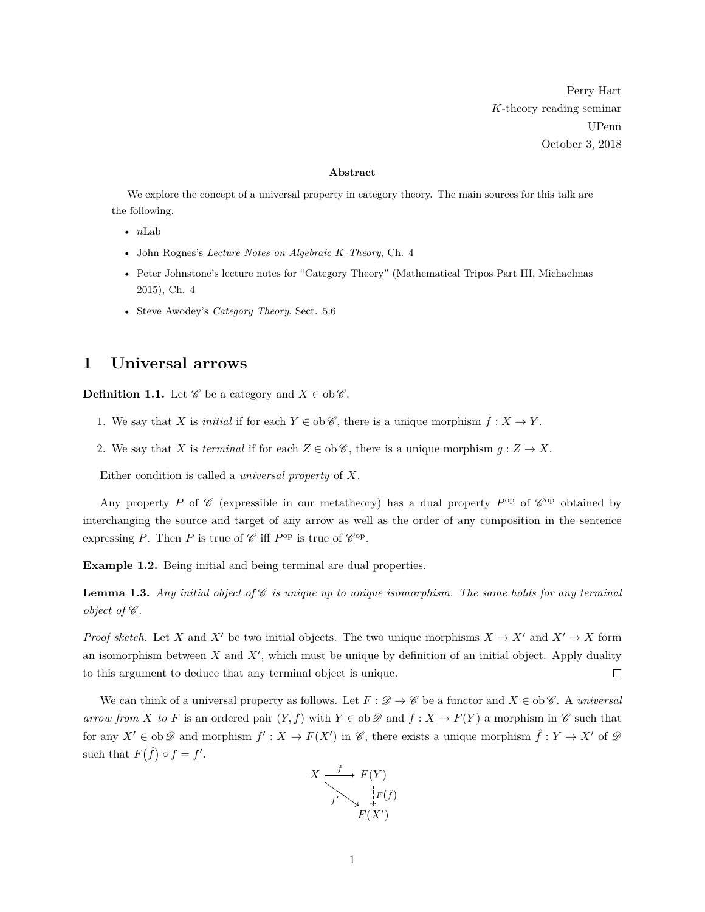Perry Hart
$K$-theory reading seminar
UPenn
October 3, 2018

**Abstract**

We explore the concept of a universal property in category theory. The main sources for this talk are the following.

- $n$Lab
- John Rognes's *Lecture Notes on Algebraic $K$-Theory*, Ch. 4
- Peter Johnstone's lecture notes for "Category Theory" (Mathematical Tripos Part III, Michaelmas 2015), Ch. 4
- Steve Awodey's *Category Theory*, Sect. 5.6

# 1 Universal arrows

**Definition 1.1.** Let $\mathscr{C}$ be a category and $X \in \operatorname{ob}\mathscr{C}$.

1. We say that $X$ is *initial* if for each $Y \in \operatorname{ob}\mathscr{C}$, there is a unique morphism $f : X \to Y$.
2. We say that $X$ is *terminal* if for each $Z \in \operatorname{ob}\mathscr{C}$, there is a unique morphism $g : Z \to X$.

Either condition is called a *universal property* of $X$.

Any property $P$ of $\mathscr{C}$ (expressible in our metatheory) has a dual property $P^{\text{op}}$ of $\mathscr{C}^{\text{op}}$ obtained by interchanging the source and target of any arrow as well as the order of any composition in the sentence expressing $P$. Then $P$ is true of $\mathscr{C}$ iff $P^{\text{op}}$ is true of $\mathscr{C}^{\text{op}}$.

**Example 1.2.** Being initial and being terminal are dual properties.

**Lemma 1.3.** *Any initial object of $\mathscr{C}$ is unique up to unique isomorphism. The same holds for any terminal object of $\mathscr{C}$.*

*Proof sketch.* Let $X$ and $X'$ be two initial objects. The two unique morphisms $X \to X'$ and $X' \to X$ form an isomorphism between $X$ and $X'$, which must be unique by definition of an initial object. Apply duality to this argument to deduce that any terminal object is unique. $\square$

We can think of a universal property as follows. Let $F : \mathscr{D} \to \mathscr{C}$ be a functor and $X \in \operatorname{ob}\mathscr{C}$. A *universal arrow from $X$ to $F$* is an ordered pair $(Y, f)$ with $Y \in \operatorname{ob}\mathscr{D}$ and $f : X \to F(Y)$ a morphism in $\mathscr{C}$ such that for any $X' \in \operatorname{ob}\mathscr{D}$ and morphism $f' : X \to F(X')$ in $\mathscr{C}$, there exists a unique morphism $\hat{f} : Y \to X'$ of $\mathscr{D}$ such that $F(\hat{f}) \circ f = f'$.

$$\begin{array}{ccc} X & \xrightarrow{f} & F(Y) \\ & \searrow^{f'} & \downarrow{\scriptstyle F(\hat{f})} \\ & & F(X') \end{array}$$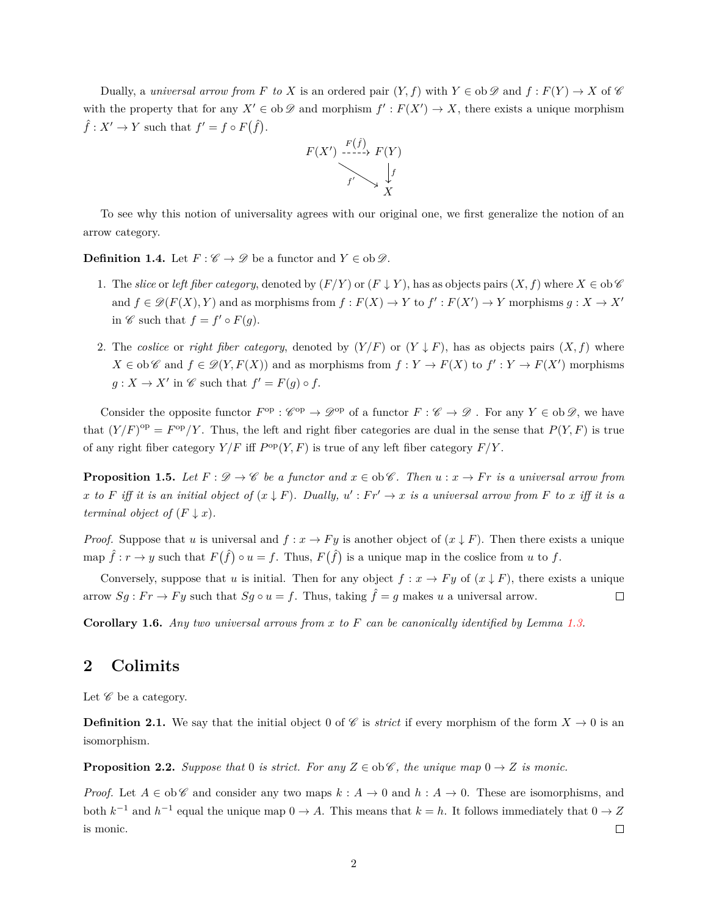Dually, a *universal arrow from $F$ to $X$* is an ordered pair $(Y, f)$ with $Y \in \operatorname{ob} \mathscr{D}$ and $f : F(Y) \to X$ of $\mathscr{C}$ with the property that for any $X' \in \operatorname{ob} \mathscr{D}$ and morphism $f' : F(X') \to X$, there exists a unique morphism $\hat{f} : X' \to Y$ such that $f' = f \circ F(\hat{f})$.

$$\begin{array}{ccc} F(X') & \overset{F(\hat{f})}{\dashrightarrow} & F(Y) \\ & \searrow^{f'} & \downarrow f \\ & & X \end{array}$$

To see why this notion of universality agrees with our original one, we first generalize the notion of an arrow category.

**Definition 1.4.** Let $F : \mathscr{C} \to \mathscr{D}$ be a functor and $Y \in \operatorname{ob} \mathscr{D}$.

1. The *slice* or *left fiber category*, denoted by $(F/Y)$ or $(F \downarrow Y)$, has as objects pairs $(X, f)$ where $X \in \operatorname{ob} \mathscr{C}$ and $f \in \mathscr{D}(F(X), Y)$ and as morphisms from $f : F(X) \to Y$ to $f' : F(X') \to Y$ morphisms $g : X \to X'$ in $\mathscr{C}$ such that $f = f' \circ F(g)$.

2. The *coslice* or *right fiber category*, denoted by $(Y/F)$ or $(Y \downarrow F)$, has as objects pairs $(X, f)$ where $X \in \operatorname{ob} \mathscr{C}$ and $f \in \mathscr{D}(Y, F(X))$ and as morphisms from $f : Y \to F(X)$ to $f' : Y \to F(X')$ morphisms $g : X \to X'$ in $\mathscr{C}$ such that $f' = F(g) \circ f$.

Consider the opposite functor $F^{\mathrm{op}} : \mathscr{C}^{\mathrm{op}} \to \mathscr{D}^{\mathrm{op}}$ of a functor $F : \mathscr{C} \to \mathscr{D}$ . For any $Y \in \operatorname{ob} \mathscr{D}$, we have that $(Y/F)^{\mathrm{op}} = F^{\mathrm{op}}/Y$. Thus, the left and right fiber categories are dual in the sense that $P(Y, F)$ is true of any right fiber category $Y/F$ iff $P^{\mathrm{op}}(Y, F)$ is true of any left fiber category $F/Y$.

**Proposition 1.5.** *Let $F : \mathscr{D} \to \mathscr{C}$ be a functor and $x \in \operatorname{ob} \mathscr{C}$. Then $u : x \to Fr$ is a universal arrow from $x$ to $F$ iff it is an initial object of $(x \downarrow F)$. Dually, $u' : Fr' \to x$ is a universal arrow from $F$ to $x$ iff it is a terminal object of $(F \downarrow x)$.*

*Proof.* Suppose that $u$ is universal and $f : x \to Fy$ is another object of $(x \downarrow F)$. Then there exists a unique map $\hat{f} : r \to y$ such that $F(\hat{f}) \circ u = f$. Thus, $F(\hat{f})$ is a unique map in the coslice from $u$ to $f$.

Conversely, suppose that $u$ is initial. Then for any object $f : x \to Fy$ of $(x \downarrow F)$, there exists a unique arrow $Sg : Fr \to Fy$ such that $Sg \circ u = f$. Thus, taking $\hat{f} = g$ makes $u$ a universal arrow. □

**Corollary 1.6.** *Any two universal arrows from $x$ to $F$ can be canonically identified by Lemma 1.3.*

## 2 Colimits

Let $\mathscr{C}$ be a category.

**Definition 2.1.** We say that the initial object $0$ of $\mathscr{C}$ is *strict* if every morphism of the form $X \to 0$ is an isomorphism.

**Proposition 2.2.** *Suppose that $0$ is strict. For any $Z \in \operatorname{ob} \mathscr{C}$, the unique map $0 \to Z$ is monic.*

*Proof.* Let $A \in \operatorname{ob} \mathscr{C}$ and consider any two maps $k : A \to 0$ and $h : A \to 0$. These are isomorphisms, and both $k^{-1}$ and $h^{-1}$ equal the unique map $0 \to A$. This means that $k = h$. It follows immediately that $0 \to Z$ is monic. □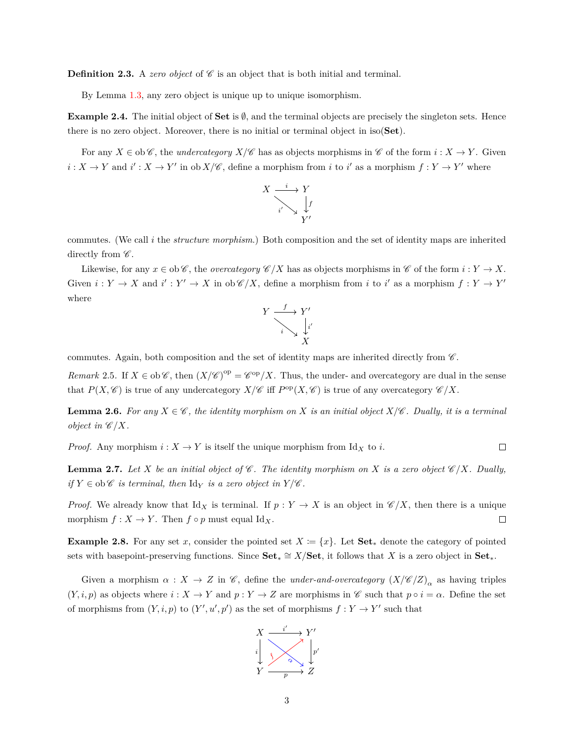**Definition 2.3.** A *zero object* of $\mathscr{C}$ is an object that is both initial and terminal.

By Lemma 1.3, any zero object is unique up to unique isomorphism.

**Example 2.4.** The initial object of **Set** is $\emptyset$, and the terminal objects are precisely the singleton sets. Hence there is no zero object. Moreover, there is no initial or terminal object in iso(**Set**).

For any $X \in \operatorname{ob} \mathscr{C}$, the *undercategory* $X/\mathscr{C}$ has as objects morphisms in $\mathscr{C}$ of the form $i : X \to Y$. Given $i : X \to Y$ and $i' : X \to Y'$ in $\operatorname{ob} X/\mathscr{C}$, define a morphism from $i$ to $i'$ as a morphism $f : Y \to Y'$ where

$$\begin{array}{ccc} X & \xrightarrow{i} & Y \\ & \underset{i'}{\searrow} & \downarrow f \\ & & Y' \end{array}$$

commutes. (We call $i$ the *structure morphism*.) Both composition and the set of identity maps are inherited directly from $\mathscr{C}$.

Likewise, for any $x \in \operatorname{ob} \mathscr{C}$, the *overcategory* $\mathscr{C}/X$ has as objects morphisms in $\mathscr{C}$ of the form $i : Y \to X$. Given $i : Y \to X$ and $i' : Y' \to X$ in $\operatorname{ob} \mathscr{C}/X$, define a morphism from $i$ to $i'$ as a morphism $f : Y \to Y'$ where

$$\begin{array}{ccc} Y & \xrightarrow{f} & Y' \\ & \underset{i}{\searrow} & \downarrow i' \\ & & X \end{array}$$

commutes. Again, both composition and the set of identity maps are inherited directly from $\mathscr{C}$.

*Remark* 2.5. If $X \in \operatorname{ob} \mathscr{C}$, then $(X/\mathscr{C})^{\mathrm{op}} = \mathscr{C}^{\mathrm{op}}/X$. Thus, the under- and overcategory are dual in the sense that $P(X, \mathscr{C})$ is true of any undercategory $X/\mathscr{C}$ iff $P^{\mathrm{op}}(X, \mathscr{C})$ is true of any overcategory $\mathscr{C}/X$.

**Lemma 2.6.** *For any $X \in \mathscr{C}$, the identity morphism on $X$ is an initial object $X/\mathscr{C}$. Dually, it is a terminal object in $\mathscr{C}/X$.*

*Proof.* Any morphism $i : X \to Y$ is itself the unique morphism from $\mathrm{Id}_X$ to $i$. □

**Lemma 2.7.** *Let $X$ be an initial object of $\mathscr{C}$. The identity morphism on $X$ is a zero object $\mathscr{C}/X$. Dually, if $Y \in \operatorname{ob} \mathscr{C}$ is terminal, then $\mathrm{Id}_Y$ is a zero object in $Y/\mathscr{C}$.*

*Proof.* We already know that $\mathrm{Id}_X$ is terminal. If $p : Y \to X$ is an object in $\mathscr{C}/X$, then there is a unique morphism $f : X \to Y$. Then $f \circ p$ must equal $\mathrm{Id}_X$. □

**Example 2.8.** For any set $x$, consider the pointed set $X \coloneqq \{x\}$. Let $\mathbf{Set}_*$ denote the category of pointed sets with basepoint-preserving functions. Since $\mathbf{Set}_* \cong X/\mathbf{Set}$, it follows that $X$ is a zero object in $\mathbf{Set}_*$.

Given a morphism $\alpha : X \to Z$ in $\mathscr{C}$, define the *under-and-overcategory* $(X/\mathscr{C}/Z)_\alpha$ as having triples $(Y, i, p)$ as objects where $i : X \to Y$ and $p : Y \to Z$ are morphisms in $\mathscr{C}$ such that $p \circ i = \alpha$. Define the set of morphisms from $(Y, i, p)$ to $(Y', u', p')$ as the set of morphisms $f : Y \to Y'$ such that

$$\begin{array}{ccc} X & \xrightarrow{i'} & Y' \\ {\scriptstyle i}\downarrow & \overset{f}{\nearrow} \; \underset{\alpha}{\searrow} & \downarrow{\scriptstyle p'} \\ Y & \xrightarrow{p} & Z \end{array}$$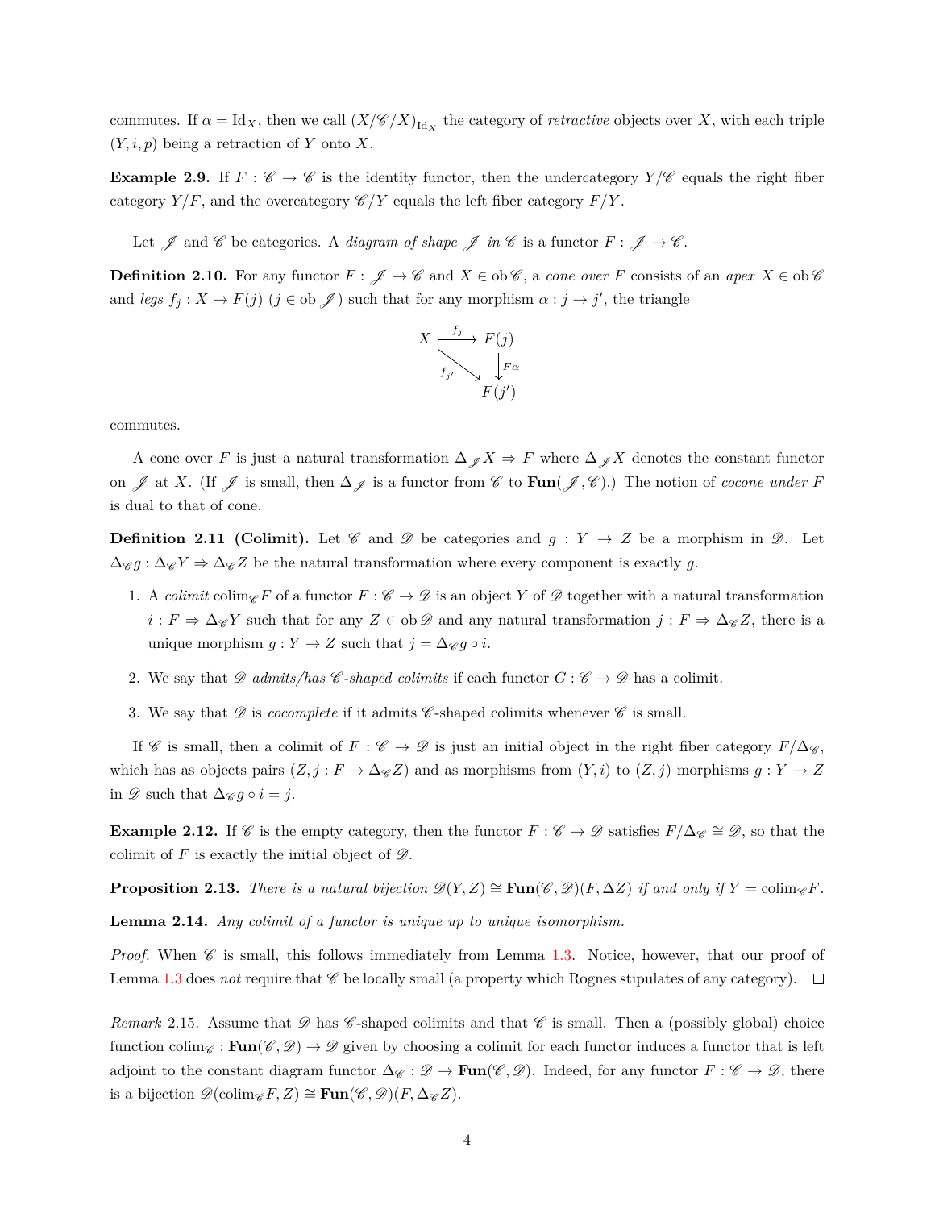commutes. If $\alpha = \mathrm{Id}_X$, then we call $(X/\mathscr{C}/X)_{\mathrm{Id}_X}$ the category of *retractive* objects over $X$, with each triple $(Y, i, p)$ being a retraction of $Y$ onto $X$.

**Example 2.9.** If $F : \mathscr{C} \to \mathscr{C}$ is the identity functor, then the undercategory $Y/\mathscr{C}$ equals the right fiber category $Y/F$, and the overcategory $\mathscr{C}/Y$ equals the left fiber category $F/Y$.

Let $\mathscr{J}$ and $\mathscr{C}$ be categories. A *diagram of shape* $\mathscr{J}$ *in* $\mathscr{C}$ is a functor $F : \mathscr{J} \to \mathscr{C}$.

**Definition 2.10.** For any functor $F : \mathscr{J} \to \mathscr{C}$ and $X \in \mathrm{ob}\,\mathscr{C}$, a *cone over* $F$ consists of an *apex* $X \in \mathrm{ob}\,\mathscr{C}$ and *legs* $f_j : X \to F(j)$ $(j \in \mathrm{ob}\,\mathscr{J})$ such that for any morphism $\alpha : j \to j'$, the triangle

$$\begin{array}{ccc} X & \xrightarrow{f_j} & F(j) \\ & \searrow^{f_{j'}} & \downarrow F\alpha \\ & & F(j') \end{array}$$

commutes.

A cone over $F$ is just a natural transformation $\Delta_{\mathscr{J}} X \Rightarrow F$ where $\Delta_{\mathscr{J}} X$ denotes the constant functor on $\mathscr{J}$ at $X$. (If $\mathscr{J}$ is small, then $\Delta_{\mathscr{J}}$ is a functor from $\mathscr{C}$ to $\mathbf{Fun}(\mathscr{J}, \mathscr{C})$.) The notion of *cocone under* $F$ is dual to that of cone.

**Definition 2.11 (Colimit).** Let $\mathscr{C}$ and $\mathscr{D}$ be categories and $g : Y \to Z$ be a morphism in $\mathscr{D}$. Let $\Delta_{\mathscr{C}} g : \Delta_{\mathscr{C}} Y \Rightarrow \Delta_{\mathscr{C}} Z$ be the natural transformation where every component is exactly $g$.

1. A *colimit* $\mathrm{colim}_{\mathscr{C}} F$ of a functor $F : \mathscr{C} \to \mathscr{D}$ is an object $Y$ of $\mathscr{D}$ together with a natural transformation $i : F \Rightarrow \Delta_{\mathscr{C}} Y$ such that for any $Z \in \mathrm{ob}\,\mathscr{D}$ and any natural transformation $j : F \Rightarrow \Delta_{\mathscr{C}} Z$, there is a unique morphism $g : Y \to Z$ such that $j = \Delta_{\mathscr{C}} g \circ i$.

2. We say that $\mathscr{D}$ *admits/has* $\mathscr{C}$*-shaped colimits* if each functor $G : \mathscr{C} \to \mathscr{D}$ has a colimit.

3. We say that $\mathscr{D}$ is *cocomplete* if it admits $\mathscr{C}$-shaped colimits whenever $\mathscr{C}$ is small.

If $\mathscr{C}$ is small, then a colimit of $F : \mathscr{C} \to \mathscr{D}$ is just an initial object in the right fiber category $F/\Delta_{\mathscr{C}}$, which has as objects pairs $(Z, j : F \to \Delta_{\mathscr{C}} Z)$ and as morphisms from $(Y, i)$ to $(Z, j)$ morphisms $g : Y \to Z$ in $\mathscr{D}$ such that $\Delta_{\mathscr{C}} g \circ i = j$.

**Example 2.12.** If $\mathscr{C}$ is the empty category, then the functor $F : \mathscr{C} \to \mathscr{D}$ satisfies $F/\Delta_{\mathscr{C}} \cong \mathscr{D}$, so that the colimit of $F$ is exactly the initial object of $\mathscr{D}$.

**Proposition 2.13.** *There is a natural bijection $\mathscr{D}(Y, Z) \cong \mathbf{Fun}(\mathscr{C}, \mathscr{D})(F, \Delta Z)$ if and only if $Y = \mathrm{colim}_{\mathscr{C}} F$.*

**Lemma 2.14.** *Any colimit of a functor is unique up to unique isomorphism.*

*Proof.* When $\mathscr{C}$ is small, this follows immediately from Lemma 1.3. Notice, however, that our proof of Lemma 1.3 does *not* require that $\mathscr{C}$ be locally small (a property which Rognes stipulates of any category). □

*Remark* 2.15. Assume that $\mathscr{D}$ has $\mathscr{C}$-shaped colimits and that $\mathscr{C}$ is small. Then a (possibly global) choice function $\mathrm{colim}_{\mathscr{C}} : \mathbf{Fun}(\mathscr{C}, \mathscr{D}) \to \mathscr{D}$ given by choosing a colimit for each functor induces a functor that is left adjoint to the constant diagram functor $\Delta_{\mathscr{C}} : \mathscr{D} \to \mathbf{Fun}(\mathscr{C}, \mathscr{D})$. Indeed, for any functor $F : \mathscr{C} \to \mathscr{D}$, there is a bijection $\mathscr{D}(\mathrm{colim}_{\mathscr{C}} F, Z) \cong \mathbf{Fun}(\mathscr{C}, \mathscr{D})(F, \Delta_{\mathscr{C}} Z)$.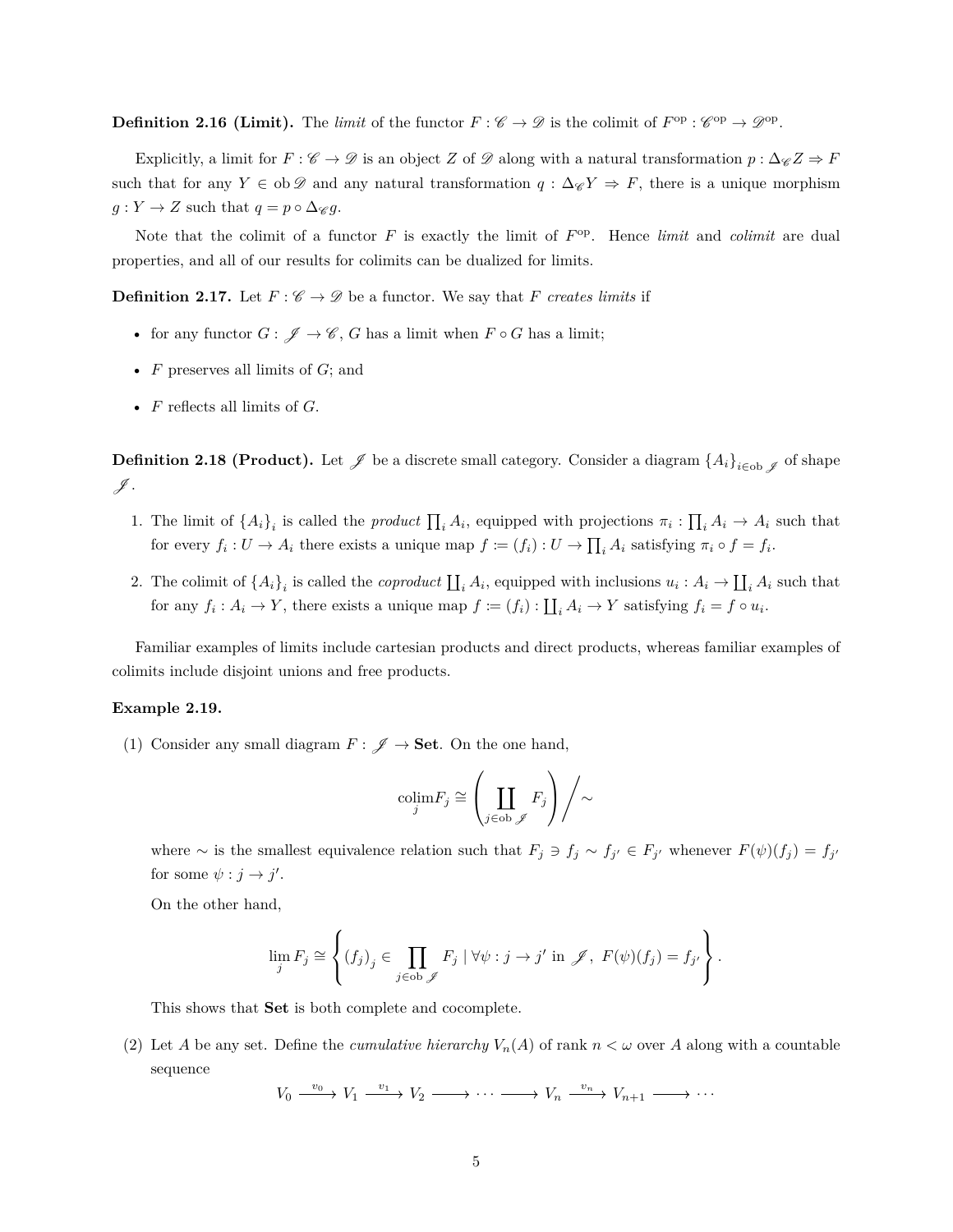**Definition 2.16 (Limit).** The *limit* of the functor $F : \mathscr{C} \to \mathscr{D}$ is the colimit of $F^{\mathrm{op}} : \mathscr{C}^{\mathrm{op}} \to \mathscr{D}^{\mathrm{op}}$.

Explicitly, a limit for $F : \mathscr{C} \to \mathscr{D}$ is an object $Z$ of $\mathscr{D}$ along with a natural transformation $p : \Delta_{\mathscr{C}} Z \Rightarrow F$ such that for any $Y \in \operatorname{ob} \mathscr{D}$ and any natural transformation $q : \Delta_{\mathscr{C}} Y \Rightarrow F$, there is a unique morphism $g : Y \to Z$ such that $q = p \circ \Delta_{\mathscr{C}} g$.

Note that the colimit of a functor $F$ is exactly the limit of $F^{\mathrm{op}}$. Hence *limit* and *colimit* are dual properties, and all of our results for colimits can be dualized for limits.

**Definition 2.17.** Let $F : \mathscr{C} \to \mathscr{D}$ be a functor. We say that $F$ *creates limits* if

- for any functor $G : \mathscr{J} \to \mathscr{C}$, $G$ has a limit when $F \circ G$ has a limit;
- $F$ preserves all limits of $G$; and
- $F$ reflects all limits of $G$.

**Definition 2.18 (Product).** Let $\mathscr{J}$ be a discrete small category. Consider a diagram $\{A_i\}_{i \in \operatorname{ob} \mathscr{J}}$ of shape $\mathscr{J}$.

1. The limit of $\{A_i\}_i$ is called the *product* $\prod_i A_i$, equipped with projections $\pi_i : \prod_i A_i \to A_i$ such that for every $f_i : U \to A_i$ there exists a unique map $f := (f_i) : U \to \prod_i A_i$ satisfying $\pi_i \circ f = f_i$.
2. The colimit of $\{A_i\}_i$ is called the *coproduct* $\coprod_i A_i$, equipped with inclusions $u_i : A_i \to \coprod_i A_i$ such that for any $f_i : A_i \to Y$, there exists a unique map $f := (f_i) : \coprod_i A_i \to Y$ satisfying $f_i = f \circ u_i$.

Familiar examples of limits include cartesian products and direct products, whereas familiar examples of colimits include disjoint unions and free products.

**Example 2.19.**

(1) Consider any small diagram $F : \mathscr{J} \to \mathbf{Set}$. On the one hand,

$$\operatorname*{colim}_j F_j \cong \left( \coprod_{j \in \operatorname{ob} \mathscr{J}} F_j \right) \Big/ \sim$$

where $\sim$ is the smallest equivalence relation such that $F_j \ni f_j \sim f_{j'} \in F_{j'}$ whenever $F(\psi)(f_j) = f_{j'}$ for some $\psi : j \to j'$.

On the other hand,

$$\lim_j F_j \cong \left\{ (f_j)_j \in \prod_{j \in \operatorname{ob} \mathscr{J}} F_j \mid \forall \psi : j \to j' \text{ in } \mathscr{J},\ F(\psi)(f_j) = f_{j'} \right\}.$$

This shows that $\mathbf{Set}$ is both complete and cocomplete.

(2) Let $A$ be any set. Define the *cumulative hierarchy* $V_n(A)$ of rank $n < \omega$ over $A$ along with a countable sequence

$$V_0 \xrightarrow{v_0} V_1 \xrightarrow{v_1} V_2 \longrightarrow \cdots \longrightarrow V_n \xrightarrow{v_n} V_{n+1} \longrightarrow \cdots$$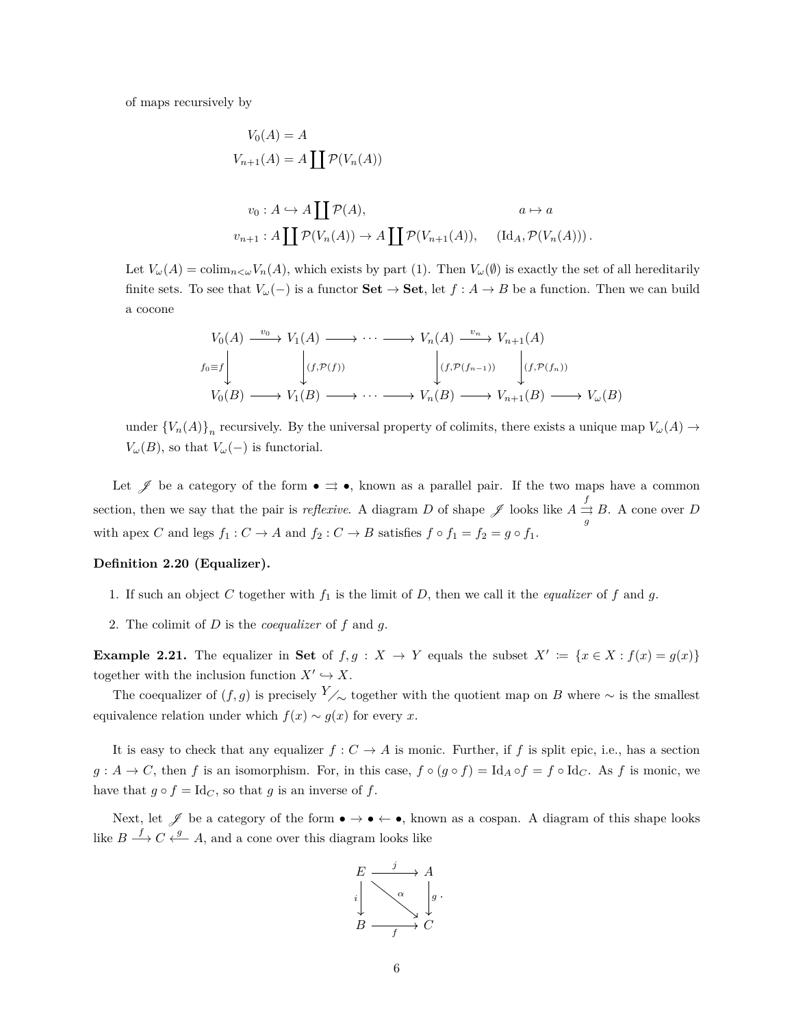of maps recursively by

$$
\begin{aligned}
V_0(A) &= A \\
V_{n+1}(A) &= A \coprod \mathcal{P}(V_n(A))
\end{aligned}
$$

$$
\begin{aligned}
v_0 &: A \hookrightarrow A \coprod \mathcal{P}(A), && a \mapsto a \\
v_{n+1} &: A \coprod \mathcal{P}(V_n(A)) \to A \coprod \mathcal{P}(V_{n+1}(A)), && (\mathrm{Id}_A, \mathcal{P}(V_n(A))).
\end{aligned}
$$

Let $V_\omega(A) = \operatorname{colim}_{n<\omega} V_n(A)$, which exists by part (1). Then $V_\omega(\emptyset)$ is exactly the set of all hereditarily finite sets. To see that $V_\omega(-)$ is a functor $\mathbf{Set} \to \mathbf{Set}$, let $f : A \to B$ be a function. Then we can build a cocone

$$
\begin{array}{ccccccccccc}
V_0(A) & \xrightarrow{v_0} & V_1(A) & \longrightarrow & \cdots & \longrightarrow & V_n(A) & \xrightarrow{v_n} & V_{n+1}(A) & & \\
\Big\downarrow{\scriptstyle f_0 \equiv f} & & \Big\downarrow{\scriptstyle (f, \mathcal{P}(f))} & & & & \Big\downarrow{\scriptstyle (f, \mathcal{P}(f_{n-1}))} & & \Big\downarrow{\scriptstyle (f, \mathcal{P}(f_n))} & & \\
V_0(B) & \longrightarrow & V_1(B) & \longrightarrow & \cdots & \longrightarrow & V_n(B) & \longrightarrow & V_{n+1}(B) & \longrightarrow & V_\omega(B)
\end{array}
$$

under $\{V_n(A)\}_n$ recursively. By the universal property of colimits, there exists a unique map $V_\omega(A) \to V_\omega(B)$, so that $V_\omega(-)$ is functorial.

Let $\mathscr{J}$ be a category of the form $\bullet \rightrightarrows \bullet$, known as a parallel pair. If the two maps have a common section, then we say that the pair is *reflexive*. A diagram $D$ of shape $\mathscr{J}$ looks like $A \overset{f}{\underset{g}{\rightrightarrows}} B$. A cone over $D$ with apex $C$ and legs $f_1 : C \to A$ and $f_2 : C \to B$ satisfies $f \circ f_1 = f_2 = g \circ f_1$.

**Definition 2.20 (Equalizer).**

1. If such an object $C$ together with $f_1$ is the limit of $D$, then we call it the *equalizer* of $f$ and $g$.
2. The colimit of $D$ is the *coequalizer* of $f$ and $g$.

**Example 2.21.** The equalizer in $\mathbf{Set}$ of $f, g : X \to Y$ equals the subset $X' := \{x \in X : f(x) = g(x)\}$ together with the inclusion function $X' \hookrightarrow X$.

The coequalizer of $(f, g)$ is precisely $Y/\sim$ together with the quotient map on $B$ where $\sim$ is the smallest equivalence relation under which $f(x) \sim g(x)$ for every $x$.

It is easy to check that any equalizer $f : C \to A$ is monic. Further, if $f$ is split epic, i.e., has a section $g : A \to C$, then $f$ is an isomorphism. For, in this case, $f \circ (g \circ f) = \mathrm{Id}_A \circ f = f \circ \mathrm{Id}_C$. As $f$ is monic, we have that $g \circ f = \mathrm{Id}_C$, so that $g$ is an inverse of $f$.

Next, let $\mathscr{J}$ be a category of the form $\bullet \to \bullet \leftarrow \bullet$, known as a cospan. A diagram of this shape looks like $B \xrightarrow{f} C \xleftarrow{g} A$, and a cone over this diagram looks like

$$
\begin{array}{ccc}
E & \xrightarrow{j} & A \\
\Big\downarrow{\scriptstyle i} & \searrow^{\alpha} & \Big\downarrow{\scriptstyle g} \\
B & \xrightarrow[f]{} & C
\end{array}.
$$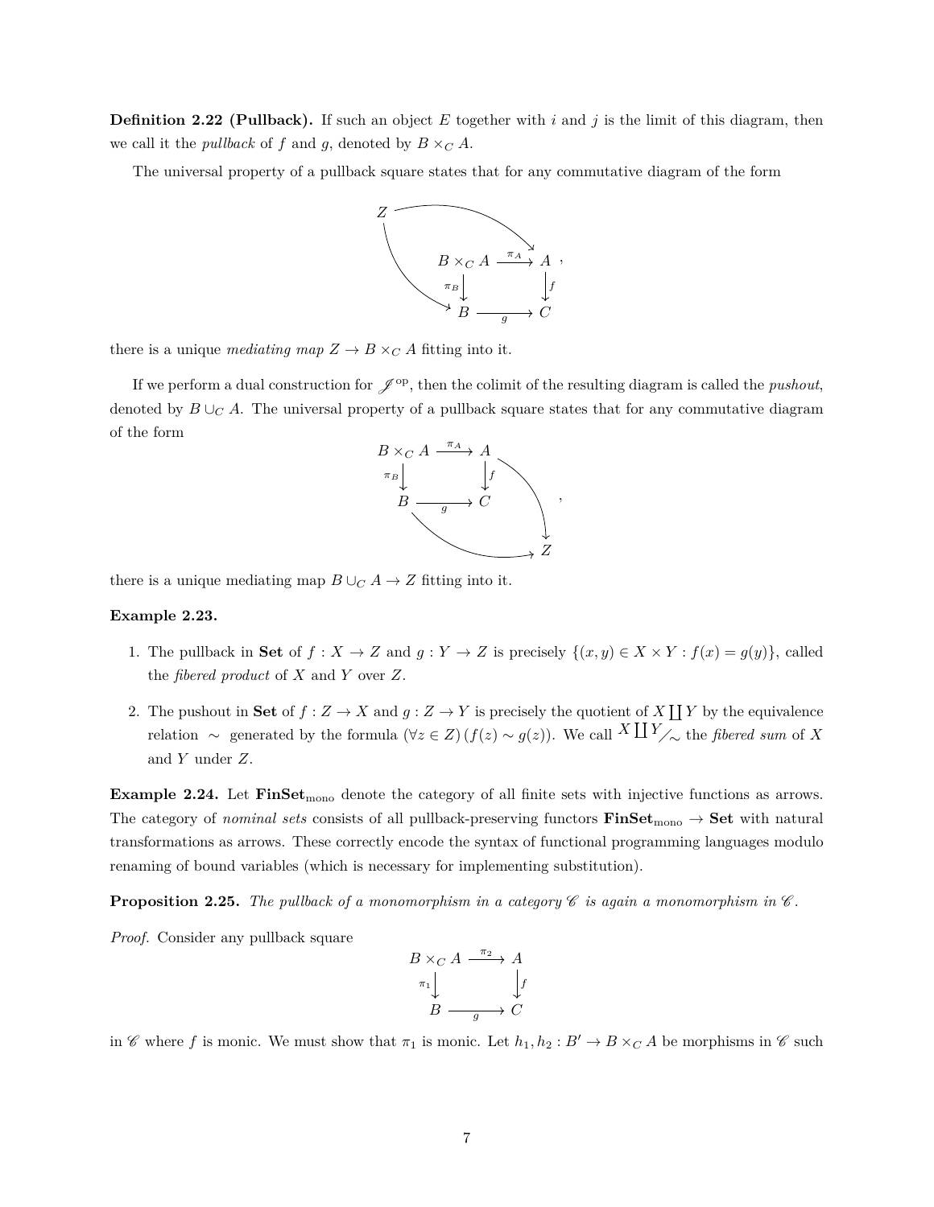**Definition 2.22 (Pullback).** If such an object $E$ together with $i$ and $j$ is the limit of this diagram, then we call it the *pullback* of $f$ and $g$, denoted by $B \times_C A$.

The universal property of a pullback square states that for any commutative diagram of the form

$$\begin{array}{ccc} Z & & \\ & B \times_C A & \xrightarrow{\pi_A} & A \\ & \pi_B \downarrow & & \downarrow f \\ & B & \xrightarrow[g]{} & C \end{array},$$

there is a unique *mediating map* $Z \to B \times_C A$ fitting into it.

If we perform a dual construction for $\mathscr{J}^{\text{op}}$, then the colimit of the resulting diagram is called the *pushout*, denoted by $B \cup_C A$. The universal property of a pullback square states that for any commutative diagram of the form

$$\begin{array}{ccc} B \times_C A & \xrightarrow{\pi_A} & A \\ \pi_B \downarrow & & \downarrow f \\ B & \xrightarrow[g]{} & C \\ & & & Z \end{array},$$

there is a unique mediating map $B \cup_C A \to Z$ fitting into it.

**Example 2.23.**

1. The pullback in **Set** of $f : X \to Z$ and $g : Y \to Z$ is precisely $\{(x, y) \in X \times Y : f(x) = g(y)\}$, called the *fibered product* of $X$ and $Y$ over $Z$.

2. The pushout in **Set** of $f : Z \to X$ and $g : Z \to Y$ is precisely the quotient of $X \coprod Y$ by the equivalence relation $\sim$ generated by the formula $(\forall z \in Z)\,(f(z) \sim g(z))$. We call $X \coprod Y/\sim$ the *fibered sum* of $X$ and $Y$ under $Z$.

**Example 2.24.** Let $\mathbf{FinSet}_{\text{mono}}$ denote the category of all finite sets with injective functions as arrows. The category of *nominal sets* consists of all pullback-preserving functors $\mathbf{FinSet}_{\text{mono}} \to \mathbf{Set}$ with natural transformations as arrows. These correctly encode the syntax of functional programming languages modulo renaming of bound variables (which is necessary for implementing substitution).

**Proposition 2.25.** *The pullback of a monomorphism in a category $\mathscr{C}$ is again a monomorphism in $\mathscr{C}$.*

*Proof.* Consider any pullback square

$$\begin{array}{ccc} B \times_C A & \xrightarrow{\pi_2} & A \\ \pi_1 \downarrow & & \downarrow f \\ B & \xrightarrow[g]{} & C \end{array}$$

in $\mathscr{C}$ where $f$ is monic. We must show that $\pi_1$ is monic. Let $h_1, h_2 : B' \to B \times_C A$ be morphisms in $\mathscr{C}$ such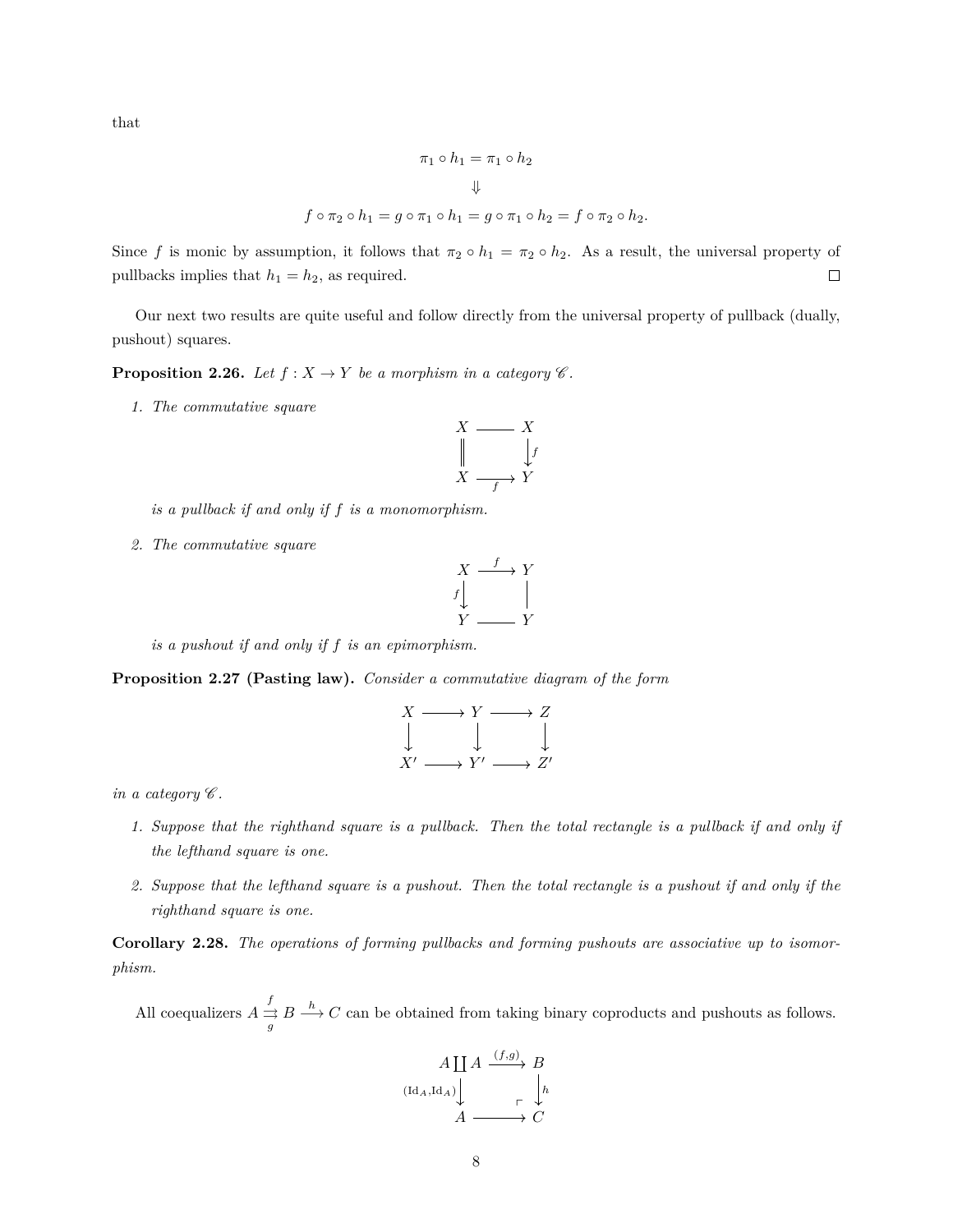that

$$\pi_1 \circ h_1 = \pi_1 \circ h_2$$

$$\Downarrow$$

$$f \circ \pi_2 \circ h_1 = g \circ \pi_1 \circ h_1 = g \circ \pi_1 \circ h_2 = f \circ \pi_2 \circ h_2.$$

Since $f$ is monic by assumption, it follows that $\pi_2 \circ h_1 = \pi_2 \circ h_2$. As a result, the universal property of pullbacks implies that $h_1 = h_2$, as required. □

Our next two results are quite useful and follow directly from the universal property of pullback (dually, pushout) squares.

**Proposition 2.26.** *Let $f : X \to Y$ be a morphism in a category $\mathscr{C}$.*

1. *The commutative square*

$$\begin{array}{ccc} X & \longrightarrow & X \\ \| & & \downarrow f \\ X & \xrightarrow{f} & Y \end{array}$$

*is a pullback if and only if $f$ is a monomorphism.*

2. *The commutative square*

$$\begin{array}{ccc} X & \xrightarrow{f} & Y \\ f\downarrow & & | \\ Y & \longrightarrow & Y \end{array}$$

*is a pushout if and only if $f$ is an epimorphism.*

**Proposition 2.27 (Pasting law).** *Consider a commutative diagram of the form*

$$\begin{array}{ccccc} X & \longrightarrow & Y & \longrightarrow & Z \\ \downarrow & & \downarrow & & \downarrow \\ X' & \longrightarrow & Y' & \longrightarrow & Z' \end{array}$$

*in a category $\mathscr{C}$.*

1. *Suppose that the righthand square is a pullback. Then the total rectangle is a pullback if and only if the lefthand square is one.*

2. *Suppose that the lefthand square is a pushout. Then the total rectangle is a pushout if and only if the righthand square is one.*

**Corollary 2.28.** *The operations of forming pullbacks and forming pushouts are associative up to isomorphism.*

All coequalizers $A \underset{g}{\overset{f}{\rightrightarrows}} B \xrightarrow{h} C$ can be obtained from taking binary coproducts and pushouts as follows.

$$\begin{array}{ccc} A \coprod A & \xrightarrow{(f,g)} & B \\ (\mathrm{Id}_A, \mathrm{Id}_A)\downarrow & \ulcorner & \downarrow h \\ A & \longrightarrow & C \end{array}$$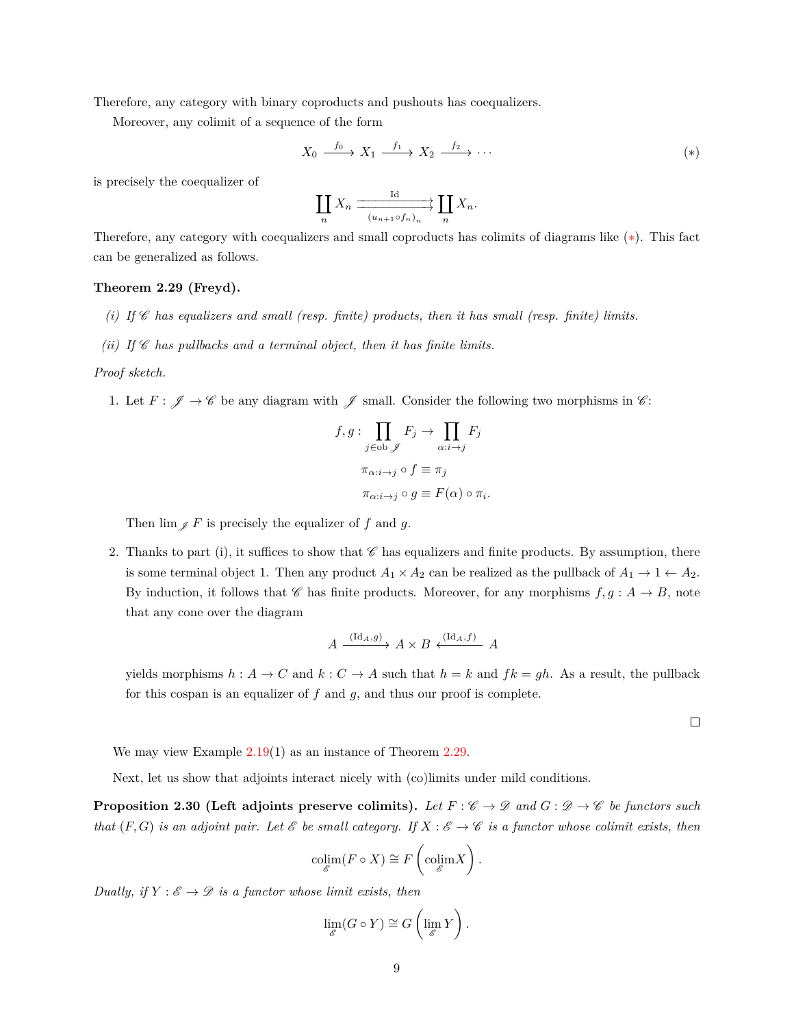Therefore, any category with binary coproducts and pushouts has coequalizers.

Moreover, any colimit of a sequence of the form

$$X_0 \xrightarrow{f_0} X_1 \xrightarrow{f_1} X_2 \xrightarrow{f_2} \cdots \tag{$*$}$$

is precisely the coequalizer of

$$\coprod_n X_n \underset{(u_{n+1} \circ f_n)_n}{\overset{\text{Id}}{\rightrightarrows}} \coprod_n X_n.$$

Therefore, any category with coequalizers and small coproducts has colimits of diagrams like ($*$). This fact can be generalized as follows.

**Theorem 2.29 (Freyd).**

*(i) If $\mathscr{C}$ has equalizers and small (resp. finite) products, then it has small (resp. finite) limits.*

*(ii) If $\mathscr{C}$ has pullbacks and a terminal object, then it has finite limits.*

*Proof sketch.*

1. Let $F : \mathscr{J} \to \mathscr{C}$ be any diagram with $\mathscr{J}$ small. Consider the following two morphisms in $\mathscr{C}$:

$$f, g : \prod_{j \in \text{ob } \mathscr{J}} F_j \to \prod_{\alpha : i \to j} F_j$$

$$\pi_{\alpha : i \to j} \circ f \equiv \pi_j$$

$$\pi_{\alpha : i \to j} \circ g \equiv F(\alpha) \circ \pi_i.$$

   Then $\lim_{\mathscr{J}} F$ is precisely the equalizer of $f$ and $g$.

2. Thanks to part (i), it suffices to show that $\mathscr{C}$ has equalizers and finite products. By assumption, there is some terminal object 1. Then any product $A_1 \times A_2$ can be realized as the pullback of $A_1 \to 1 \leftarrow A_2$. By induction, it follows that $\mathscr{C}$ has finite products. Moreover, for any morphisms $f, g : A \to B$, note that any cone over the diagram

$$A \xrightarrow{(\text{Id}_A, g)} A \times B \xleftarrow{(\text{Id}_A, f)} A$$

   yields morphisms $h : A \to C$ and $k : C \to A$ such that $h = k$ and $fk = gh$. As a result, the pullback for this cospan is an equalizer of $f$ and $g$, and thus our proof is complete.

□

We may view Example 2.19(1) as an instance of Theorem 2.29.

Next, let us show that adjoints interact nicely with (co)limits under mild conditions.

**Proposition 2.30 (Left adjoints preserve colimits).** *Let $F : \mathscr{C} \to \mathscr{D}$ and $G : \mathscr{D} \to \mathscr{C}$ be functors such that $(F, G)$ is an adjoint pair. Let $\mathscr{E}$ be small category. If $X : \mathscr{E} \to \mathscr{C}$ is a functor whose colimit exists, then*

$$\operatorname*{colim}_{\mathscr{E}}(F \circ X) \cong F\left(\operatorname*{colim}_{\mathscr{E}} X\right).$$

*Dually, if $Y : \mathscr{E} \to \mathscr{D}$ is a functor whose limit exists, then*

$$\lim_{\mathscr{E}}(G \circ Y) \cong G\left(\lim_{\mathscr{E}} Y\right).$$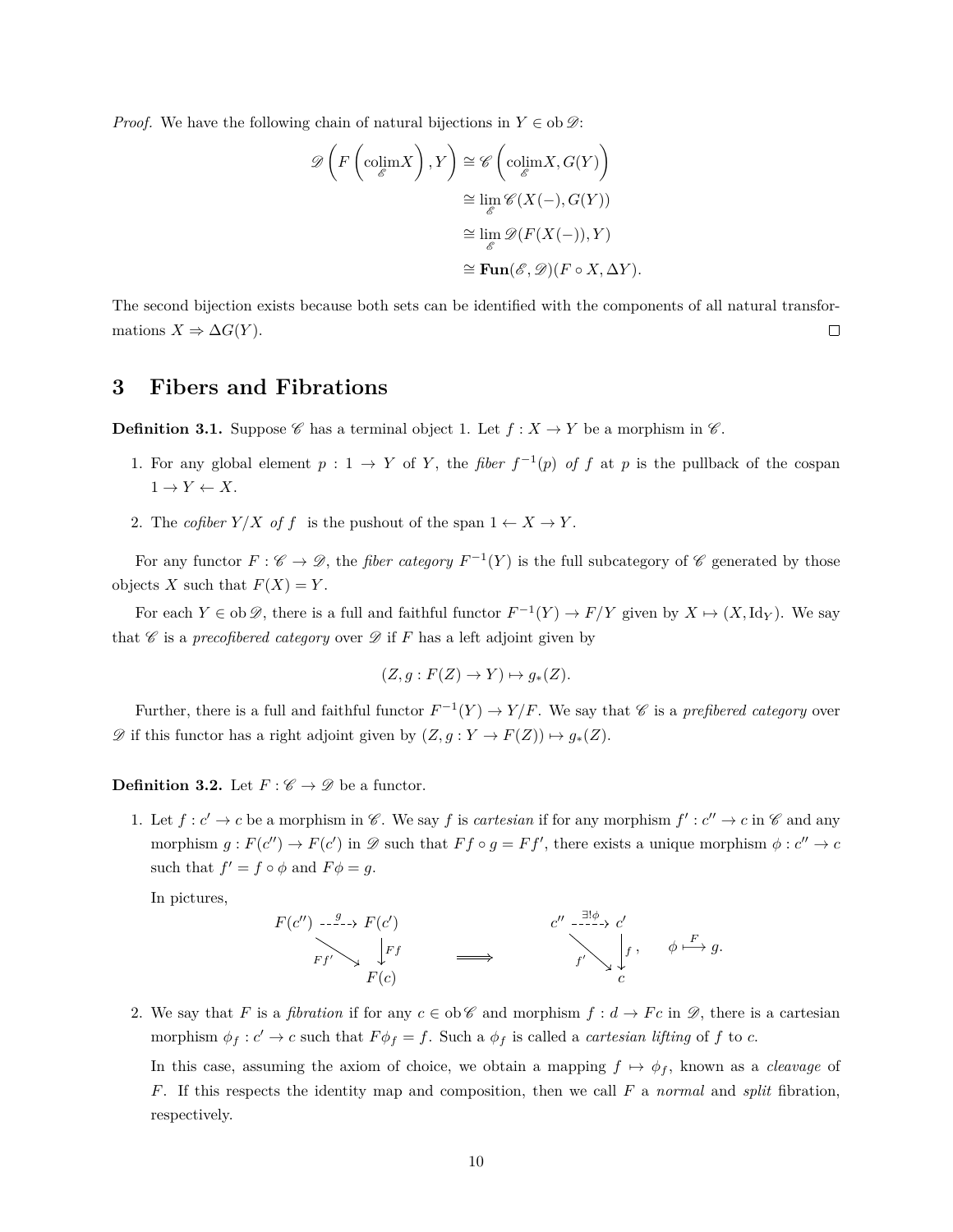*Proof.* We have the following chain of natural bijections in $Y \in \operatorname{ob} \mathscr{D}$:

$$
\begin{aligned}
\mathscr{D}\left(F\left(\operatorname*{colim}_{\mathscr{E}} X\right), Y\right) &\cong \mathscr{C}\left(\operatorname*{colim}_{\mathscr{E}} X, G(Y)\right) \\
&\cong \lim_{\mathscr{E}} \mathscr{C}(X(-), G(Y)) \\
&\cong \lim_{\mathscr{E}} \mathscr{D}(F(X(-)), Y) \\
&\cong \mathbf{Fun}(\mathscr{E}, \mathscr{D})(F \circ X, \Delta Y).
\end{aligned}
$$

The second bijection exists because both sets can be identified with the components of all natural transformations $X \Rightarrow \Delta G(Y)$. □

## 3 Fibers and Fibrations

**Definition 3.1.** Suppose $\mathscr{C}$ has a terminal object 1. Let $f : X \to Y$ be a morphism in $\mathscr{C}$.

1. For any global element $p : 1 \to Y$ of $Y$, the *fiber* $f^{-1}(p)$ *of* $f$ at $p$ is the pullback of the cospan $1 \to Y \leftarrow X$.
2. The *cofiber* $Y/X$ *of* $f$ is the pushout of the span $1 \leftarrow X \to Y$.

For any functor $F : \mathscr{C} \to \mathscr{D}$, the *fiber category* $F^{-1}(Y)$ is the full subcategory of $\mathscr{C}$ generated by those objects $X$ such that $F(X) = Y$.

For each $Y \in \operatorname{ob} \mathscr{D}$, there is a full and faithful functor $F^{-1}(Y) \to F/Y$ given by $X \mapsto (X, \mathrm{Id}_Y)$. We say that $\mathscr{C}$ is a *precofibered category* over $\mathscr{D}$ if $F$ has a left adjoint given by

$$(Z, g : F(Z) \to Y) \mapsto g_*(Z).$$

Further, there is a full and faithful functor $F^{-1}(Y) \to Y/F$. We say that $\mathscr{C}$ is a *prefibered category* over $\mathscr{D}$ if this functor has a right adjoint given by $(Z, g : Y \to F(Z)) \mapsto g_*(Z)$.

**Definition 3.2.** Let $F : \mathscr{C} \to \mathscr{D}$ be a functor.

1. Let $f : c' \to c$ be a morphism in $\mathscr{C}$. We say $f$ is *cartesian* if for any morphism $f' : c'' \to c$ in $\mathscr{C}$ and any morphism $g : F(c'') \to F(c')$ in $\mathscr{D}$ such that $Ff \circ g = Ff'$, there exists a unique morphism $\phi : c'' \to c$ such that $f' = f \circ \phi$ and $F\phi = g$.

   In pictures,

$$
\begin{array}{ccc}
F(c'') & \overset{g}{\dashrightarrow} & F(c') \\
& {\scriptstyle Ff'}\searrow & \downarrow{\scriptstyle Ff} \\
& & F(c)
\end{array}
\quad \Longrightarrow \quad
\begin{array}{ccc}
c'' & \overset{\exists! \phi}{\dashrightarrow} & c' \\
& {\scriptstyle f'}\searrow & \downarrow{\scriptstyle f} \\
& & c
\end{array}, \qquad \phi \overset{F}{\longmapsto} g.
$$

2. We say that $F$ is a *fibration* if for any $c \in \operatorname{ob} \mathscr{C}$ and morphism $f : d \to Fc$ in $\mathscr{D}$, there is a cartesian morphism $\phi_f : c' \to c$ such that $F\phi_f = f$. Such a $\phi_f$ is called a *cartesian lifting* of $f$ to $c$.

   In this case, assuming the axiom of choice, we obtain a mapping $f \mapsto \phi_f$, known as a *cleavage* of $F$. If this respects the identity map and composition, then we call $F$ a *normal* and *split* fibration, respectively.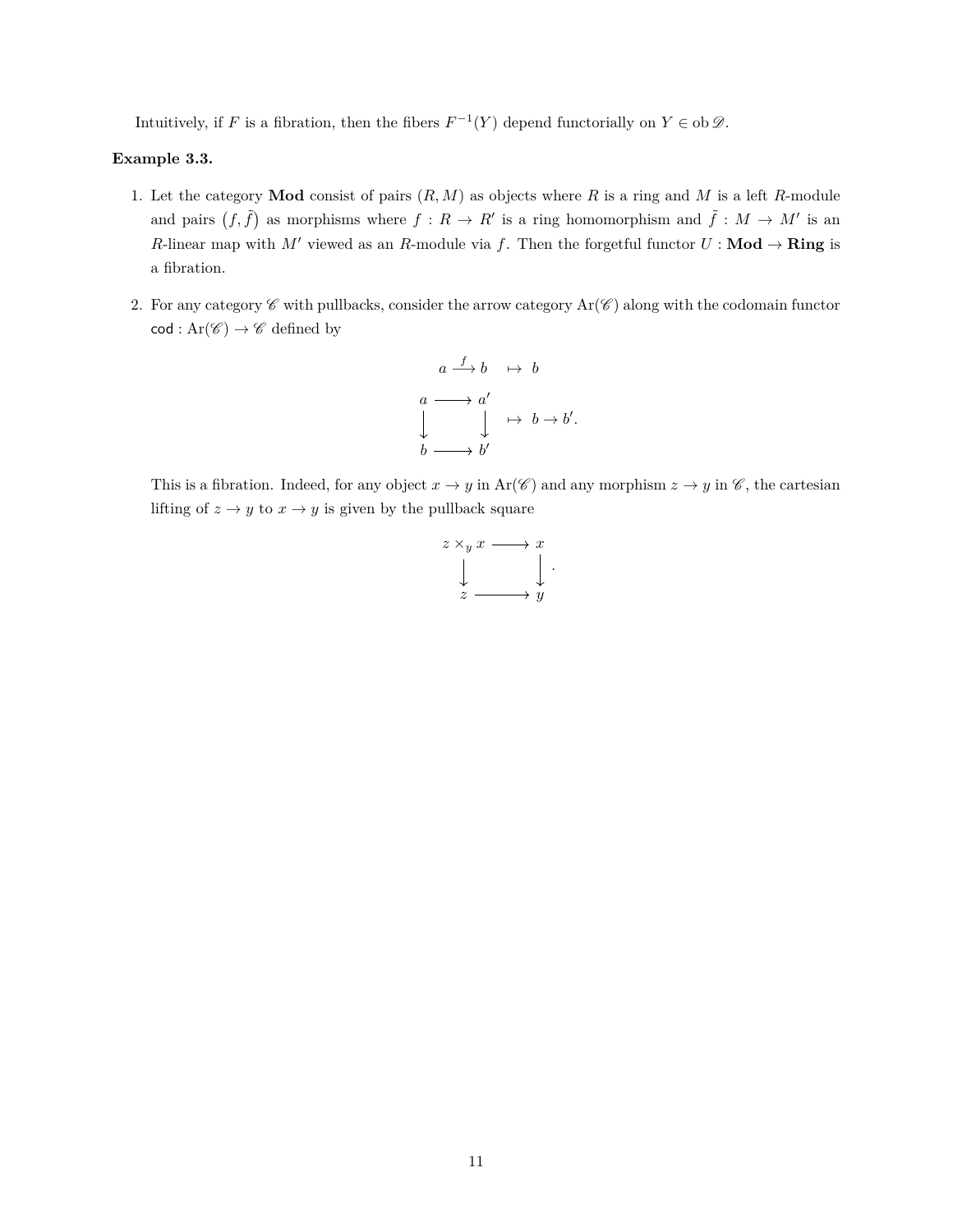Intuitively, if $F$ is a fibration, then the fibers $F^{-1}(Y)$ depend functorially on $Y \in \operatorname{ob} \mathscr{D}$.

**Example 3.3.**

1. Let the category **Mod** consist of pairs $(R, M)$ as objects where $R$ is a ring and $M$ is a left $R$-module and pairs $(f, \tilde{f})$ as morphisms where $f : R \to R'$ is a ring homomorphism and $\tilde{f} : M \to M'$ is an $R$-linear map with $M'$ viewed as an $R$-module via $f$. Then the forgetful functor $U : \mathbf{Mod} \to \mathbf{Ring}$ is a fibration.

2. For any category $\mathscr{C}$ with pullbacks, consider the arrow category $\operatorname{Ar}(\mathscr{C})$ along with the codomain functor $\mathsf{cod} : \operatorname{Ar}(\mathscr{C}) \to \mathscr{C}$ defined by

$$a \xrightarrow{f} b \quad \mapsto \quad b$$

$$\begin{array}{ccc} a & \longrightarrow & a' \\ \downarrow & & \downarrow \\ b & \longrightarrow & b' \end{array} \quad \mapsto \quad b \to b'.$$

This is a fibration. Indeed, for any object $x \to y$ in $\operatorname{Ar}(\mathscr{C})$ and any morphism $z \to y$ in $\mathscr{C}$, the cartesian lifting of $z \to y$ to $x \to y$ is given by the pullback square

$$\begin{array}{ccc} z \times_y x & \longrightarrow & x \\ \downarrow & & \downarrow \\ z & \longrightarrow & y \end{array}.$$